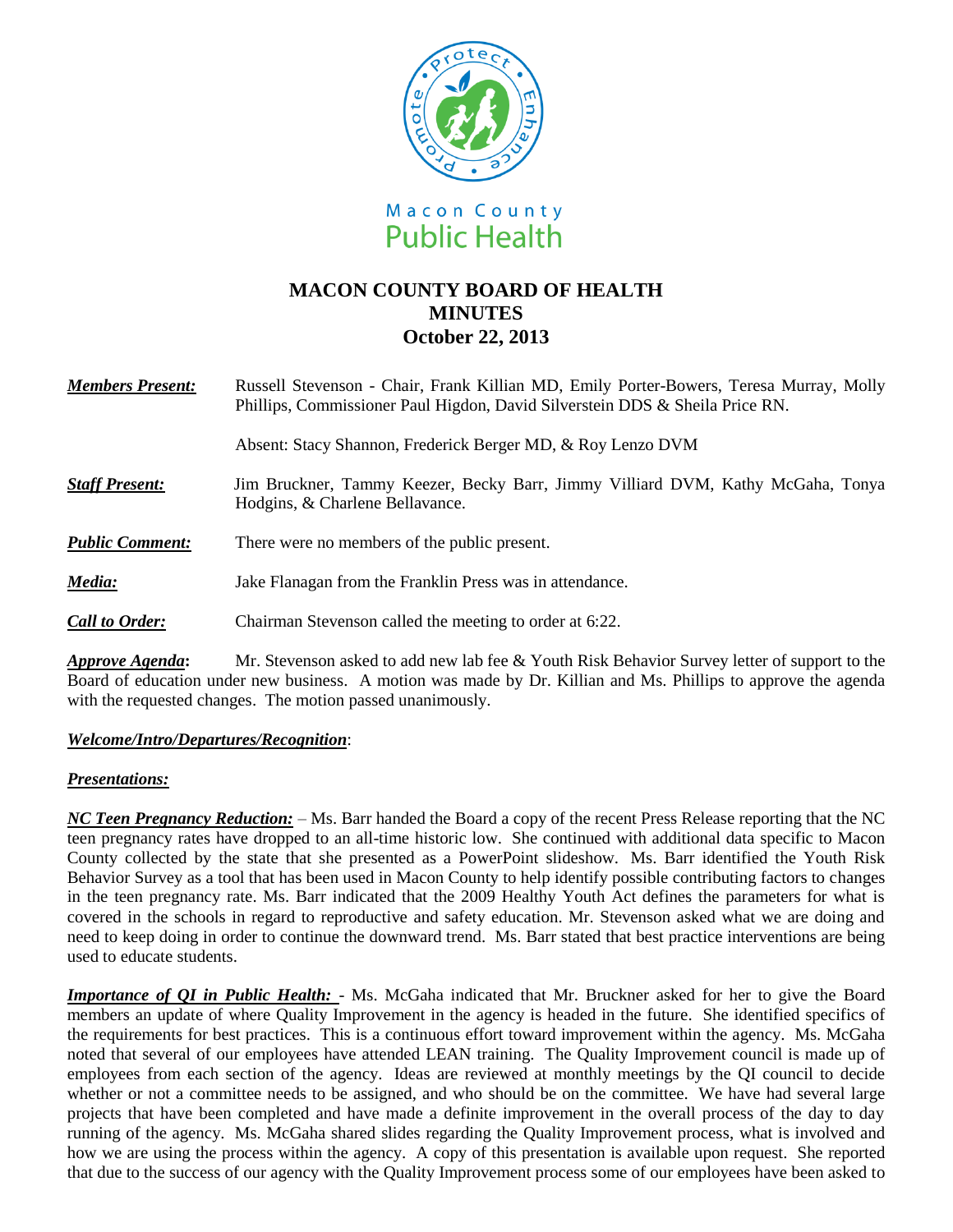Macon County
Public Health

# MACON COUNTY BOARD OF HEALTH
# MINUTES
# October 22, 2013

***Members Present:*** Russell Stevenson - Chair, Frank Killian MD, Emily Porter-Bowers, Teresa Murray, Molly Phillips, Commissioner Paul Higdon, David Silverstein DDS & Sheila Price RN.

Absent: Stacy Shannon, Frederick Berger MD, & Roy Lenzo DVM

***Staff Present:*** Jim Bruckner, Tammy Keezer, Becky Barr, Jimmy Villiard DVM, Kathy McGaha, Tonya Hodgins, & Charlene Bellavance.

***Public Comment:*** There were no members of the public present.

***Media:*** Jake Flanagan from the Franklin Press was in attendance.

***Call to Order:*** Chairman Stevenson called the meeting to order at 6:22.

***Approve Agenda*****:** Mr. Stevenson asked to add new lab fee & Youth Risk Behavior Survey letter of support to the Board of education under new business. A motion was made by Dr. Killian and Ms. Phillips to approve the agenda with the requested changes. The motion passed unanimously.

***Welcome/Intro/Departures/Recognition***:

***Presentations:***

***NC Teen Pregnancy Reduction:*** – Ms. Barr handed the Board a copy of the recent Press Release reporting that the NC teen pregnancy rates have dropped to an all-time historic low. She continued with additional data specific to Macon County collected by the state that she presented as a PowerPoint slideshow. Ms. Barr identified the Youth Risk Behavior Survey as a tool that has been used in Macon County to help identify possible contributing factors to changes in the teen pregnancy rate. Ms. Barr indicated that the 2009 Healthy Youth Act defines the parameters for what is covered in the schools in regard to reproductive and safety education. Mr. Stevenson asked what we are doing and need to keep doing in order to continue the downward trend. Ms. Barr stated that best practice interventions are being used to educate students.

***Importance of QI in Public Health:*** - Ms. McGaha indicated that Mr. Bruckner asked for her to give the Board members an update of where Quality Improvement in the agency is headed in the future. She identified specifics of the requirements for best practices. This is a continuous effort toward improvement within the agency. Ms. McGaha noted that several of our employees have attended LEAN training. The Quality Improvement council is made up of employees from each section of the agency. Ideas are reviewed at monthly meetings by the QI council to decide whether or not a committee needs to be assigned, and who should be on the committee. We have had several large projects that have been completed and have made a definite improvement in the overall process of the day to day running of the agency. Ms. McGaha shared slides regarding the Quality Improvement process, what is involved and how we are using the process within the agency. A copy of this presentation is available upon request. She reported that due to the success of our agency with the Quality Improvement process some of our employees have been asked to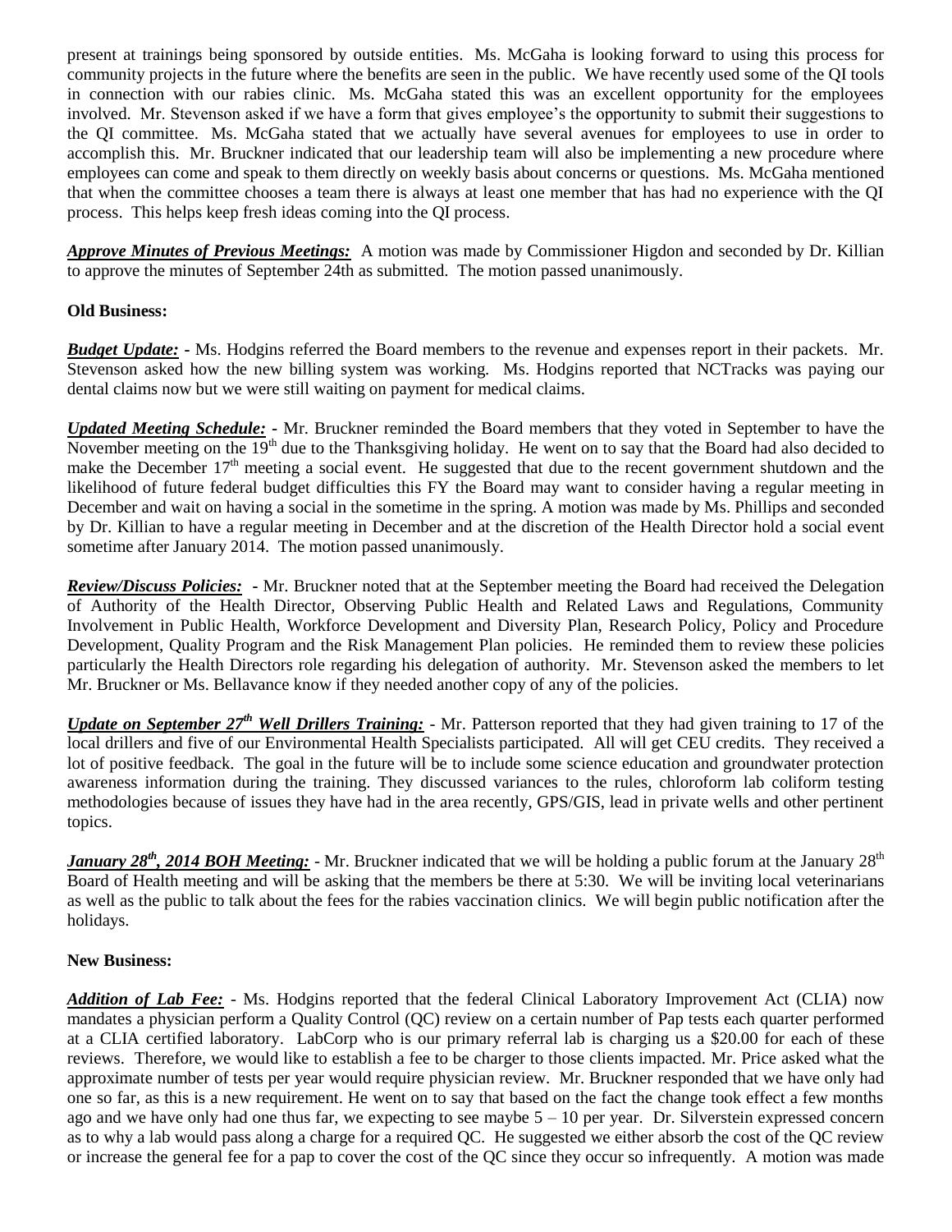present at trainings being sponsored by outside entities. Ms. McGaha is looking forward to using this process for community projects in the future where the benefits are seen in the public. We have recently used some of the QI tools in connection with our rabies clinic. Ms. McGaha stated this was an excellent opportunity for the employees involved. Mr. Stevenson asked if we have a form that gives employee's the opportunity to submit their suggestions to the QI committee. Ms. McGaha stated that we actually have several avenues for employees to use in order to accomplish this. Mr. Bruckner indicated that our leadership team will also be implementing a new procedure where employees can come and speak to them directly on weekly basis about concerns or questions. Ms. McGaha mentioned that when the committee chooses a team there is always at least one member that has had no experience with the QI process. This helps keep fresh ideas coming into the QI process.

***Approve Minutes of Previous Meetings:*** A motion was made by Commissioner Higdon and seconded by Dr. Killian to approve the minutes of September 24th as submitted. The motion passed unanimously.

**Old Business:**

***Budget Update:*** - Ms. Hodgins referred the Board members to the revenue and expenses report in their packets. Mr. Stevenson asked how the new billing system was working. Ms. Hodgins reported that NCTracks was paying our dental claims now but we were still waiting on payment for medical claims.

***Updated Meeting Schedule:*** - Mr. Bruckner reminded the Board members that they voted in September to have the November meeting on the 19th due to the Thanksgiving holiday. He went on to say that the Board had also decided to make the December 17th meeting a social event. He suggested that due to the recent government shutdown and the likelihood of future federal budget difficulties this FY the Board may want to consider having a regular meeting in December and wait on having a social in the sometime in the spring. A motion was made by Ms. Phillips and seconded by Dr. Killian to have a regular meeting in December and at the discretion of the Health Director hold a social event sometime after January 2014. The motion passed unanimously.

***Review/Discuss Policies:*** - Mr. Bruckner noted that at the September meeting the Board had received the Delegation of Authority of the Health Director, Observing Public Health and Related Laws and Regulations, Community Involvement in Public Health, Workforce Development and Diversity Plan, Research Policy, Policy and Procedure Development, Quality Program and the Risk Management Plan policies. He reminded them to review these policies particularly the Health Directors role regarding his delegation of authority. Mr. Stevenson asked the members to let Mr. Bruckner or Ms. Bellavance know if they needed another copy of any of the policies.

***Update on September 27th Well Drillers Training:*** - Mr. Patterson reported that they had given training to 17 of the local drillers and five of our Environmental Health Specialists participated. All will get CEU credits. They received a lot of positive feedback. The goal in the future will be to include some science education and groundwater protection awareness information during the training. They discussed variances to the rules, chloroform lab coliform testing methodologies because of issues they have had in the area recently, GPS/GIS, lead in private wells and other pertinent topics.

***January 28th, 2014 BOH Meeting:*** - Mr. Bruckner indicated that we will be holding a public forum at the January 28th Board of Health meeting and will be asking that the members be there at 5:30. We will be inviting local veterinarians as well as the public to talk about the fees for the rabies vaccination clinics. We will begin public notification after the holidays.

**New Business:**

***Addition of Lab Fee:*** - Ms. Hodgins reported that the federal Clinical Laboratory Improvement Act (CLIA) now mandates a physician perform a Quality Control (QC) review on a certain number of Pap tests each quarter performed at a CLIA certified laboratory. LabCorp who is our primary referral lab is charging us a $20.00 for each of these reviews. Therefore, we would like to establish a fee to be charger to those clients impacted. Mr. Price asked what the approximate number of tests per year would require physician review. Mr. Bruckner responded that we have only had one so far, as this is a new requirement. He went on to say that based on the fact the change took effect a few months ago and we have only had one thus far, we expecting to see maybe 5 – 10 per year. Dr. Silverstein expressed concern as to why a lab would pass along a charge for a required QC. He suggested we either absorb the cost of the QC review or increase the general fee for a pap to cover the cost of the QC since they occur so infrequently. A motion was made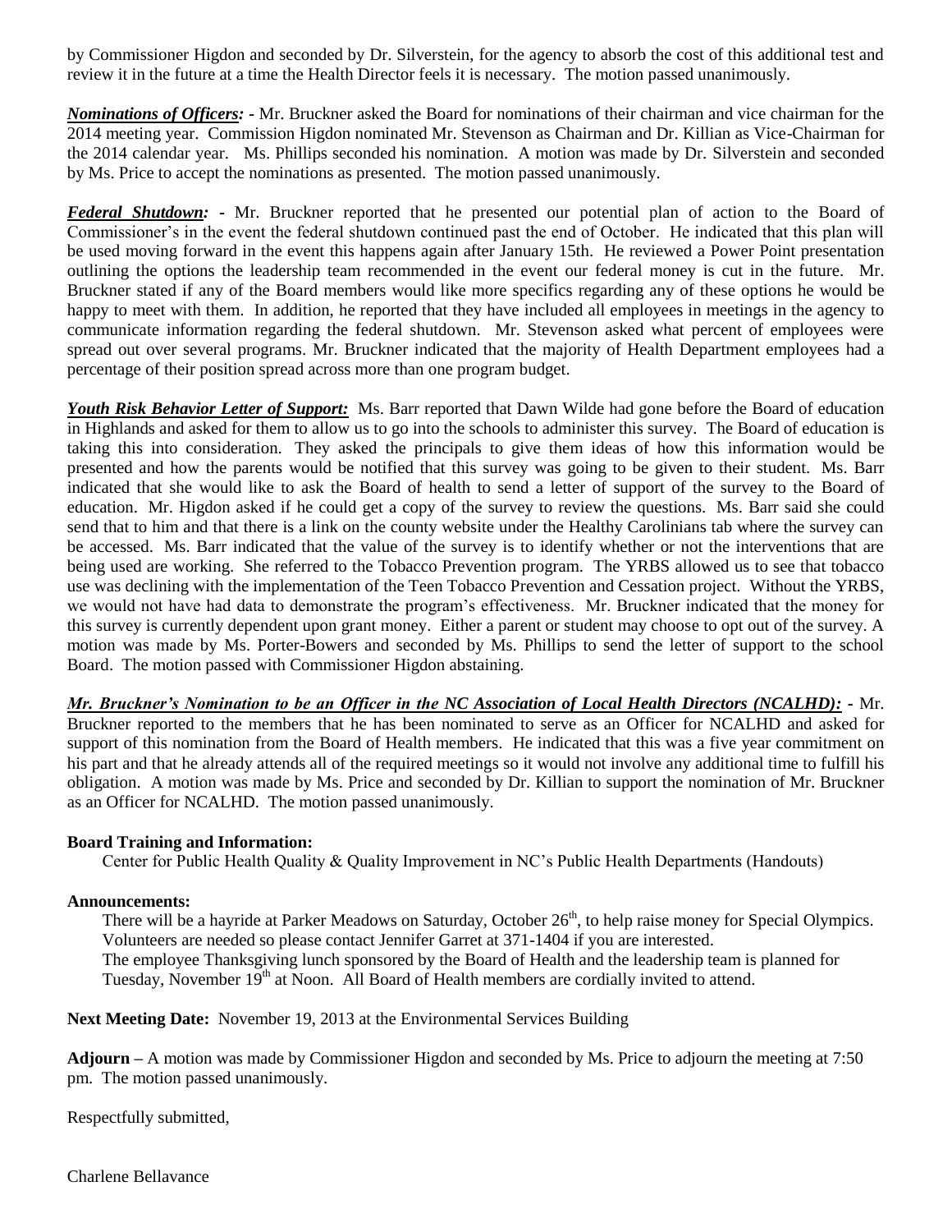by Commissioner Higdon and seconded by Dr. Silverstein, for the agency to absorb the cost of this additional test and review it in the future at a time the Health Director feels it is necessary. The motion passed unanimously.

***Nominations of Officers:*** - Mr. Bruckner asked the Board for nominations of their chairman and vice chairman for the 2014 meeting year. Commission Higdon nominated Mr. Stevenson as Chairman and Dr. Killian as Vice-Chairman for the 2014 calendar year. Ms. Phillips seconded his nomination. A motion was made by Dr. Silverstein and seconded by Ms. Price to accept the nominations as presented. The motion passed unanimously.

***Federal Shutdown:*** - Mr. Bruckner reported that he presented our potential plan of action to the Board of Commissioner's in the event the federal shutdown continued past the end of October. He indicated that this plan will be used moving forward in the event this happens again after January 15th. He reviewed a Power Point presentation outlining the options the leadership team recommended in the event our federal money is cut in the future. Mr. Bruckner stated if any of the Board members would like more specifics regarding any of these options he would be happy to meet with them. In addition, he reported that they have included all employees in meetings in the agency to communicate information regarding the federal shutdown. Mr. Stevenson asked what percent of employees were spread out over several programs. Mr. Bruckner indicated that the majority of Health Department employees had a percentage of their position spread across more than one program budget.

***Youth Risk Behavior Letter of Support:*** Ms. Barr reported that Dawn Wilde had gone before the Board of education in Highlands and asked for them to allow us to go into the schools to administer this survey. The Board of education is taking this into consideration. They asked the principals to give them ideas of how this information would be presented and how the parents would be notified that this survey was going to be given to their student. Ms. Barr indicated that she would like to ask the Board of health to send a letter of support of the survey to the Board of education. Mr. Higdon asked if he could get a copy of the survey to review the questions. Ms. Barr said she could send that to him and that there is a link on the county website under the Healthy Carolinians tab where the survey can be accessed. Ms. Barr indicated that the value of the survey is to identify whether or not the interventions that are being used are working. She referred to the Tobacco Prevention program. The YRBS allowed us to see that tobacco use was declining with the implementation of the Teen Tobacco Prevention and Cessation project. Without the YRBS, we would not have had data to demonstrate the program's effectiveness. Mr. Bruckner indicated that the money for this survey is currently dependent upon grant money. Either a parent or student may choose to opt out of the survey. A motion was made by Ms. Porter-Bowers and seconded by Ms. Phillips to send the letter of support to the school Board. The motion passed with Commissioner Higdon abstaining.

***Mr. Bruckner's Nomination to be an Officer in the NC Association of Local Health Directors (NCALHD):*** - Mr. Bruckner reported to the members that he has been nominated to serve as an Officer for NCALHD and asked for support of this nomination from the Board of Health members. He indicated that this was a five year commitment on his part and that he already attends all of the required meetings so it would not involve any additional time to fulfill his obligation. A motion was made by Ms. Price and seconded by Dr. Killian to support the nomination of Mr. Bruckner as an Officer for NCALHD. The motion passed unanimously.

**Board Training and Information:**

Center for Public Health Quality & Quality Improvement in NC's Public Health Departments (Handouts)

**Announcements:**

There will be a hayride at Parker Meadows on Saturday, October 26th, to help raise money for Special Olympics. Volunteers are needed so please contact Jennifer Garret at 371-1404 if you are interested.
The employee Thanksgiving lunch sponsored by the Board of Health and the leadership team is planned for Tuesday, November 19th at Noon. All Board of Health members are cordially invited to attend.

**Next Meeting Date:** November 19, 2013 at the Environmental Services Building

**Adjourn** – A motion was made by Commissioner Higdon and seconded by Ms. Price to adjourn the meeting at 7:50 pm. The motion passed unanimously.

Respectfully submitted,

Charlene Bellavance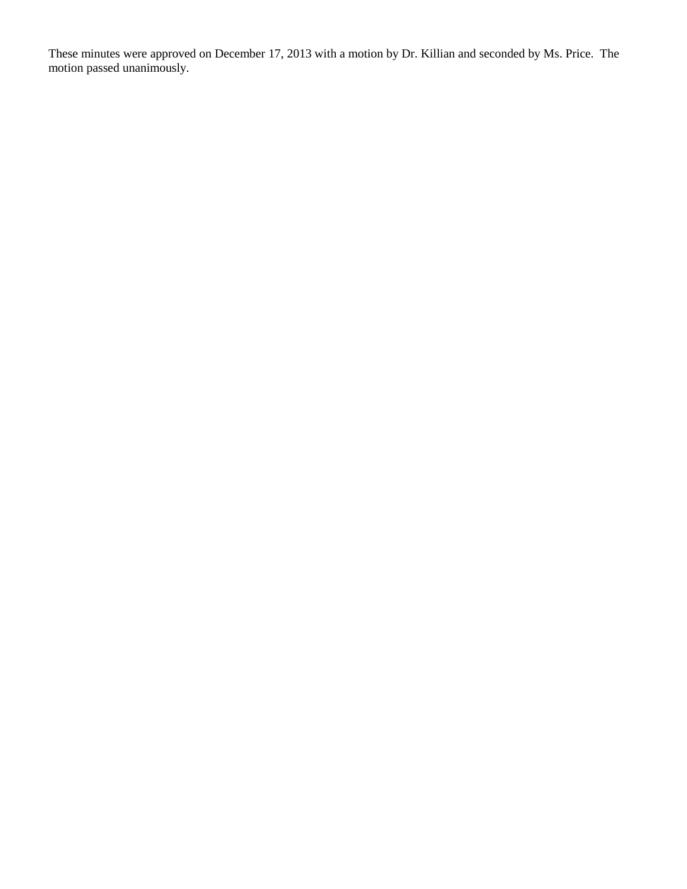These minutes were approved on December 17, 2013 with a motion by Dr. Killian and seconded by Ms. Price. The motion passed unanimously.